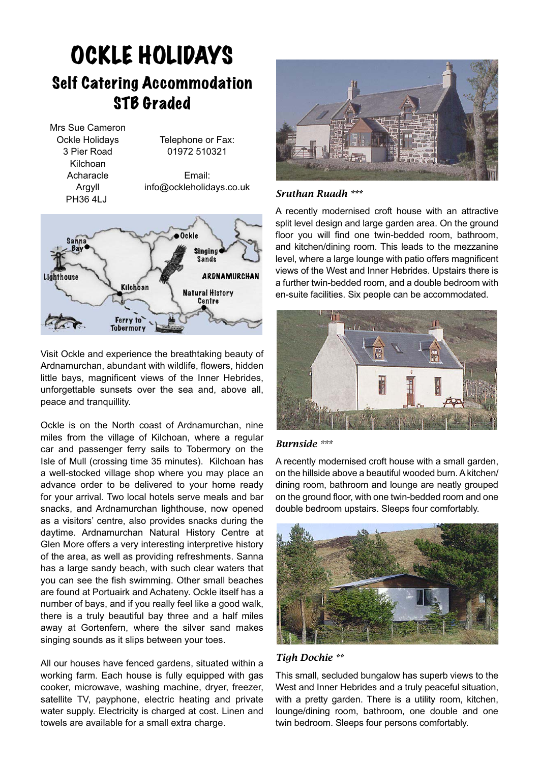# OCKLE HOLIDAYS

## Self Catering Accommodation
## STB Graded

Mrs Sue Cameron
Ockle Holidays
3 Pier Road
Kilchoan
Acharacle
Argyll
PH36 4LJ

Telephone or Fax:
01972 510321

Email:
info@ockleholidays.co.uk

Visit Ockle and experience the breathtaking beauty of Ardnamurchan, abundant with wildlife, flowers, hidden little bays, magnificent views of the Inner Hebrides, unforgettable sunsets over the sea and, above all, peace and tranquillity.

Ockle is on the North coast of Ardnamurchan, nine miles from the village of Kilchoan, where a regular car and passenger ferry sails to Tobermory on the Isle of Mull (crossing time 35 minutes). Kilchoan has a well-stocked village shop where you may place an advance order to be delivered to your home ready for your arrival. Two local hotels serve meals and bar snacks, and Ardnamurchan lighthouse, now opened as a visitors' centre, also provides snacks during the daytime. Ardnamurchan Natural History Centre at Glen More offers a very interesting interpretive history of the area, as well as providing refreshments. Sanna has a large sandy beach, with such clear waters that you can see the fish swimming. Other small beaches are found at Portuairk and Achateny. Ockle itself has a number of bays, and if you really feel like a good walk, there is a truly beautiful bay three and a half miles away at Gortenfern, where the silver sand makes singing sounds as it slips between your toes.

All our houses have fenced gardens, situated within a working farm. Each house is fully equipped with gas cooker, microwave, washing machine, dryer, freezer, satellite TV, payphone, electric heating and private water supply. Electricity is charged at cost. Linen and towels are available for a small extra charge.

### *Sruthan Ruadh \*\*\**

A recently modernised croft house with an attractive split level design and large garden area. On the ground floor you will find one twin-bedded room, bathroom, and kitchen/dining room. This leads to the mezzanine level, where a large lounge with patio offers magnificent views of the West and Inner Hebrides. Upstairs there is a further twin-bedded room, and a double bedroom with en-suite facilities. Six people can be accommodated.

### *Burnside \*\*\**

A recently modernised croft house with a small garden, on the hillside above a beautiful wooded burn. A kitchen/dining room, bathroom and lounge are neatly grouped on the ground floor, with one twin-bedded room and one double bedroom upstairs. Sleeps four comfortably.

### *Tigh Dochie \*\**

This small, secluded bungalow has superb views to the West and Inner Hebrides and a truly peaceful situation, with a pretty garden. There is a utility room, kitchen, lounge/dining room, bathroom, one double and one twin bedroom. Sleeps four persons comfortably.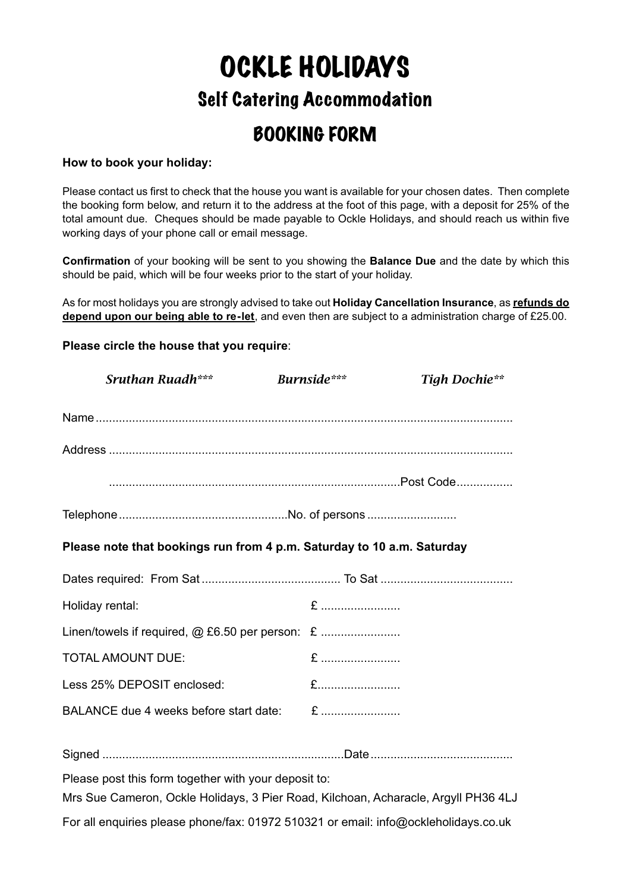# OCKLE HOLIDAYS

## Self Catering Accommodation

## BOOKING FORM

**How to book your holiday:**

Please contact us first to check that the house you want is available for your chosen dates. Then complete the booking form below, and return it to the address at the foot of this page, with a deposit for 25% of the total amount due. Cheques should be made payable to Ockle Holidays, and should reach us within five working days of your phone call or email message.

**Confirmation** of your booking will be sent to you showing the **Balance Due** and the date by which this should be paid, which will be four weeks prior to the start of your holiday.

As for most holidays you are strongly advised to take out **Holiday Cancellation Insurance**, as **<u>refunds do depend upon our being able to re-let</u>**, and even then are subject to a administration charge of £25.00.

**Please circle the house that you require**:

***Sruthan Ruadh**** &nbsp;&nbsp;&nbsp;&nbsp; ***Burnside**** &nbsp;&nbsp;&nbsp;&nbsp; ***Tigh Dochie***

Name ..........................................................................................................................

Address .......................................................................................................................

........................................................................................Post Code.................

Telephone ..................................................No. of persons ..........................

**Please note that bookings run from 4 p.m. Saturday to 10 a.m. Saturday**

Dates required: From Sat .......................................... To Sat ........................................

Holiday rental: £ ........................

Linen/towels if required, @ £6.50 per person: £ ........................

TOTAL AMOUNT DUE: £ ........................

Less 25% DEPOSIT enclosed: £.........................

BALANCE due 4 weeks before start date: £ ........................

Signed .........................................................................Date ...........................................

Please post this form together with your deposit to:

Mrs Sue Cameron, Ockle Holidays, 3 Pier Road, Kilchoan, Acharacle, Argyll PH36 4LJ

For all enquiries please phone/fax: 01972 510321 or email: info@ockleholidays.co.uk